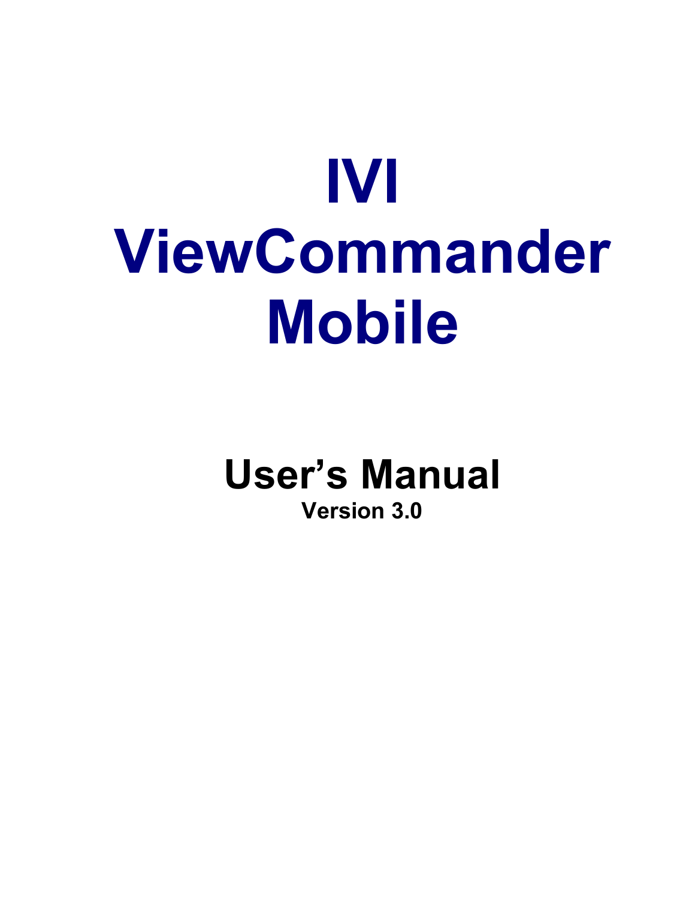# IVI ViewCommander Mobile

## User's Manual

**Version 3.0**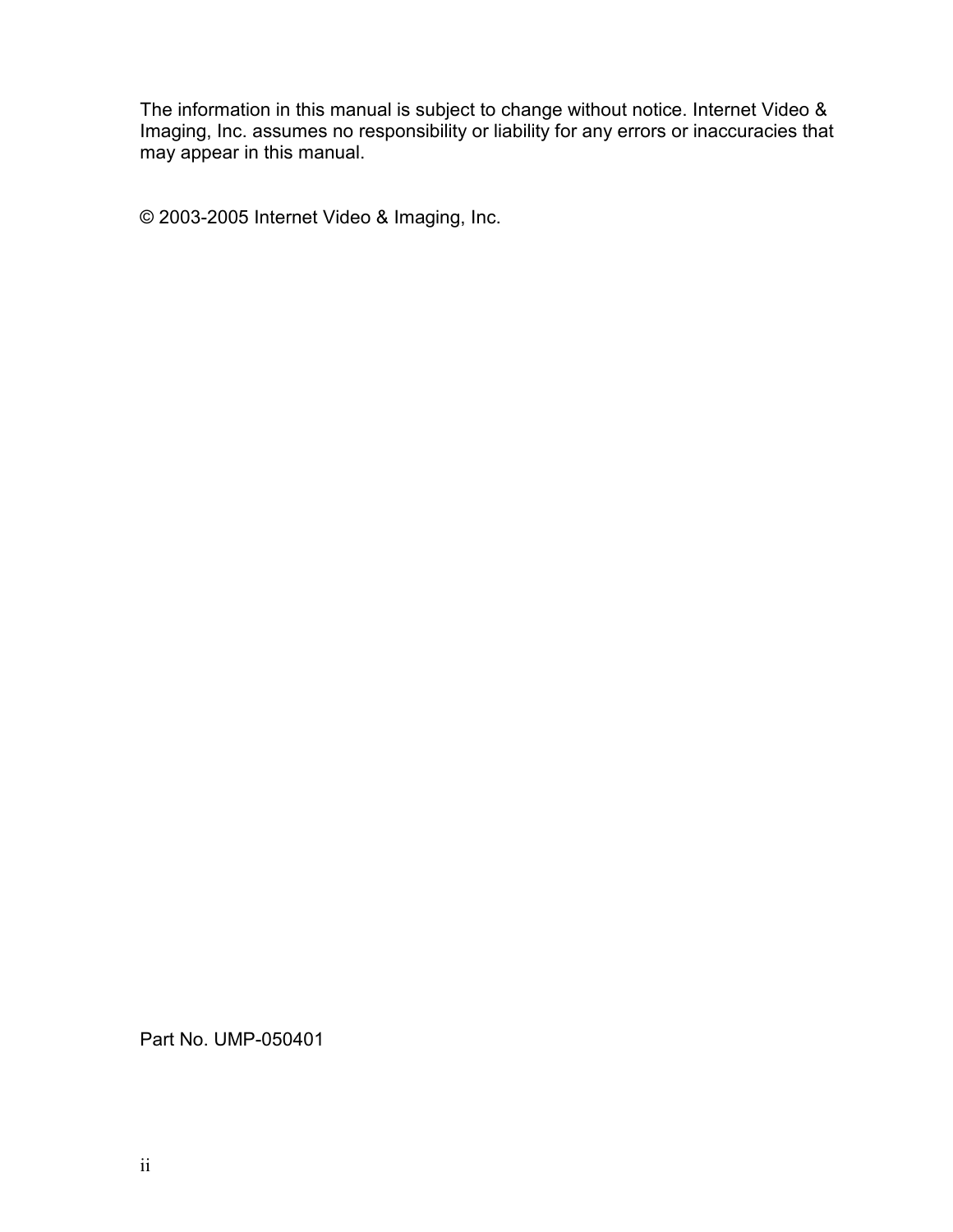The information in this manual is subject to change without notice. Internet Video & Imaging, Inc. assumes no responsibility or liability for any errors or inaccuracies that may appear in this manual.

© 2003-2005 Internet Video & Imaging, Inc.

Part No. UMP-050401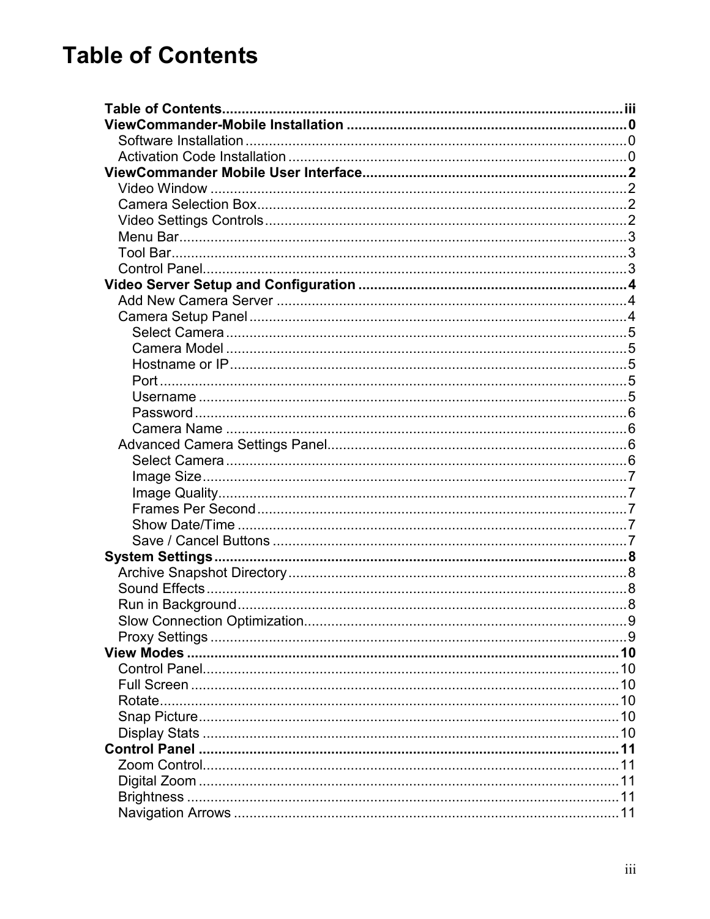# Table of Contents

**Table of Contents** ........ iii
**ViewCommander-Mobile Installation** ........ 0
- Software Installation ........ 0
- Activation Code Installation ........ 0

**ViewCommander Mobile User Interface** ........ 2
- Video Window ........ 2
- Camera Selection Box ........ 2
- Video Settings Controls ........ 2
- Menu Bar ........ 3
- Tool Bar ........ 3
- Control Panel ........ 3

**Video Server Setup and Configuration** ........ 4
- Add New Camera Server ........ 4
- Camera Setup Panel ........ 4
  - Select Camera ........ 5
  - Camera Model ........ 5
  - Hostname or IP ........ 5
  - Port ........ 5
  - Username ........ 5
  - Password ........ 6
  - Camera Name ........ 6
- Advanced Camera Settings Panel ........ 6
  - Select Camera ........ 6
  - Image Size ........ 7
  - Image Quality ........ 7
  - Frames Per Second ........ 7
  - Show Date/Time ........ 7
  - Save / Cancel Buttons ........ 7

**System Settings** ........ 8
- Archive Snapshot Directory ........ 8
- Sound Effects ........ 8
- Run in Background ........ 8
- Slow Connection Optimization ........ 9
- Proxy Settings ........ 9

**View Modes** ........ 10
- Control Panel ........ 10
- Full Screen ........ 10
- Rotate ........ 10
- Snap Picture ........ 10
- Display Stats ........ 10

**Control Panel** ........ 11
- Zoom Control ........ 11
- Digital Zoom ........ 11
- Brightness ........ 11
- Navigation Arrows ........ 11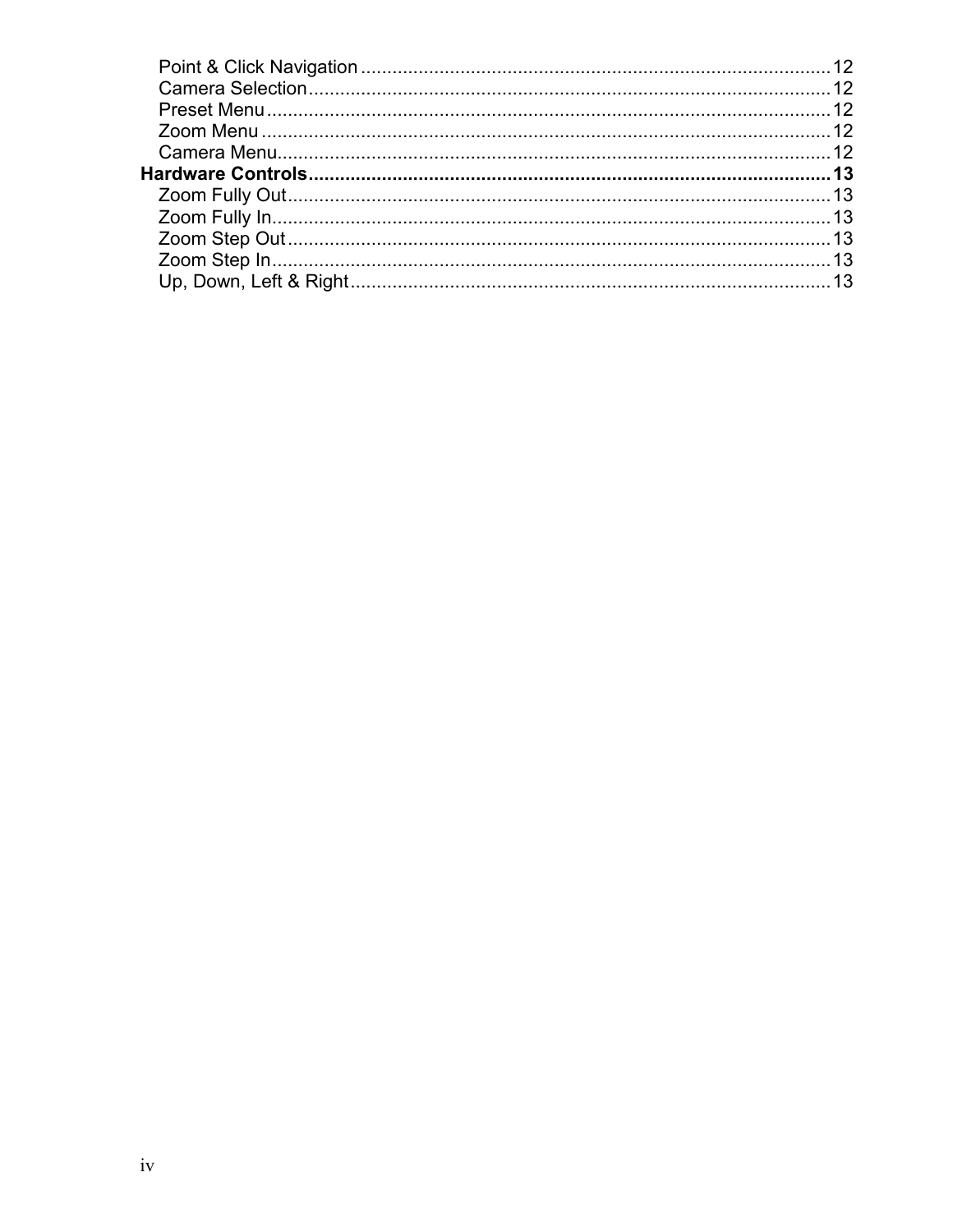Point & Click Navigation .......... 12
Camera Selection .......... 12
Preset Menu .......... 12
Zoom Menu .......... 12
Camera Menu .......... 12

**Hardware Controls .......... 13**

Zoom Fully Out .......... 13
Zoom Fully In .......... 13
Zoom Step Out .......... 13
Zoom Step In .......... 13
Up, Down, Left & Right .......... 13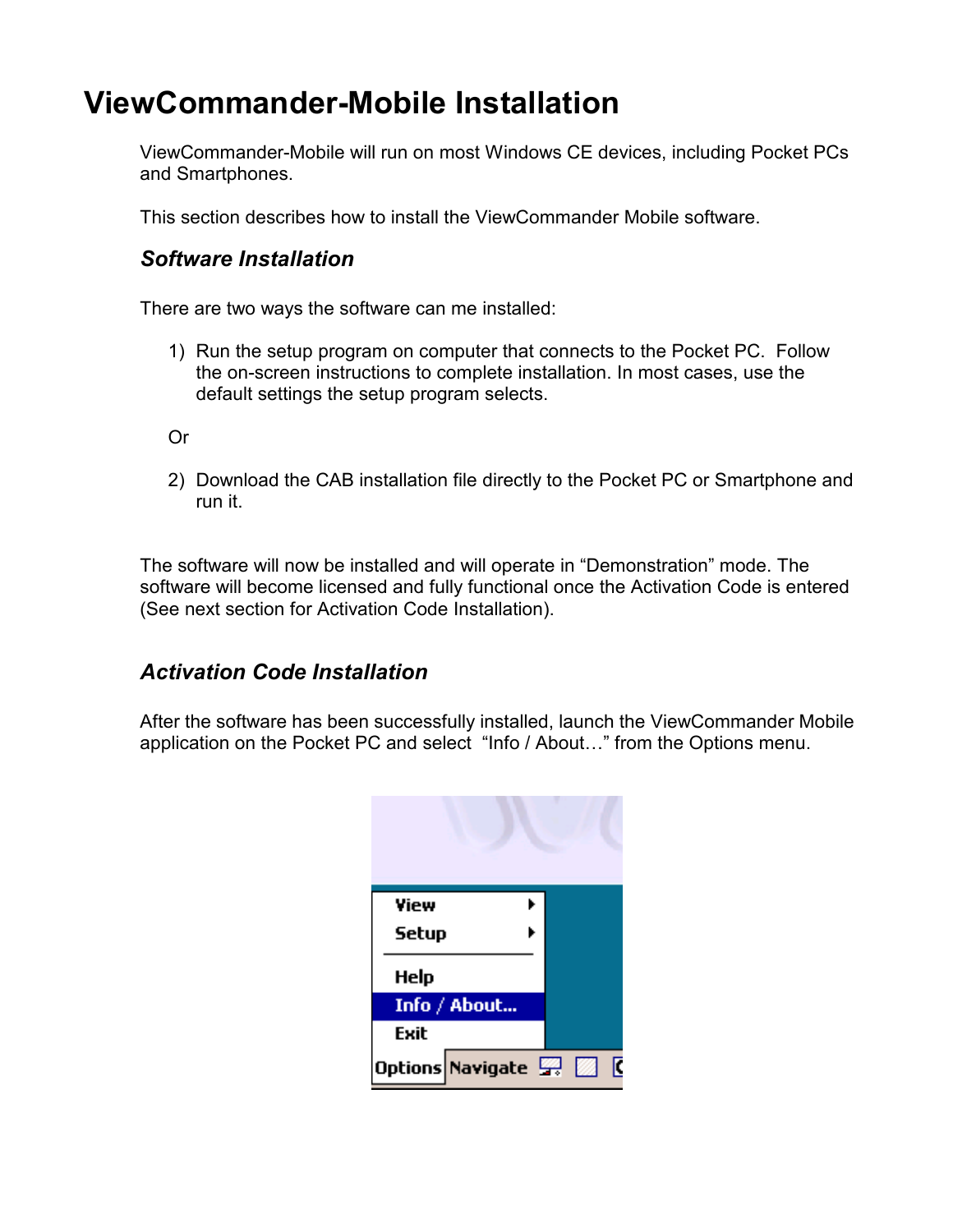# ViewCommander-Mobile Installation

ViewCommander-Mobile will run on most Windows CE devices, including Pocket PCs and Smartphones.

This section describes how to install the ViewCommander Mobile software.

### *Software Installation*

There are two ways the software can me installed:

1) Run the setup program on computer that connects to the Pocket PC. Follow the on-screen instructions to complete installation. In most cases, use the default settings the setup program selects.

Or

2) Download the CAB installation file directly to the Pocket PC or Smartphone and run it.

The software will now be installed and will operate in “Demonstration” mode. The software will become licensed and fully functional once the Activation Code is entered (See next section for Activation Code Installation).

### *Activation Code Installation*

After the software has been successfully installed, launch the ViewCommander Mobile application on the Pocket PC and select “Info / About…” from the Options menu.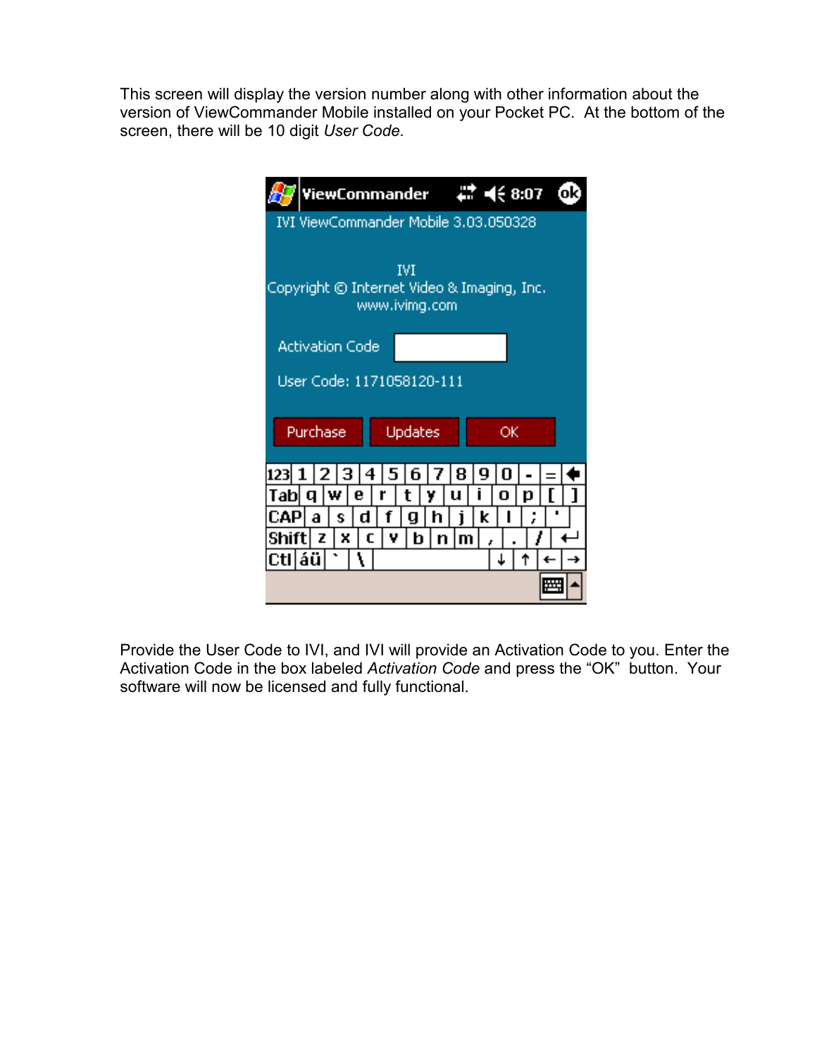This screen will display the version number along with other information about the version of ViewCommander Mobile installed on your Pocket PC. At the bottom of the screen, there will be 10 digit *User Code.*

Provide the User Code to IVI, and IVI will provide an Activation Code to you. Enter the Activation Code in the box labeled *Activation Code* and press the "OK" button. Your software will now be licensed and fully functional.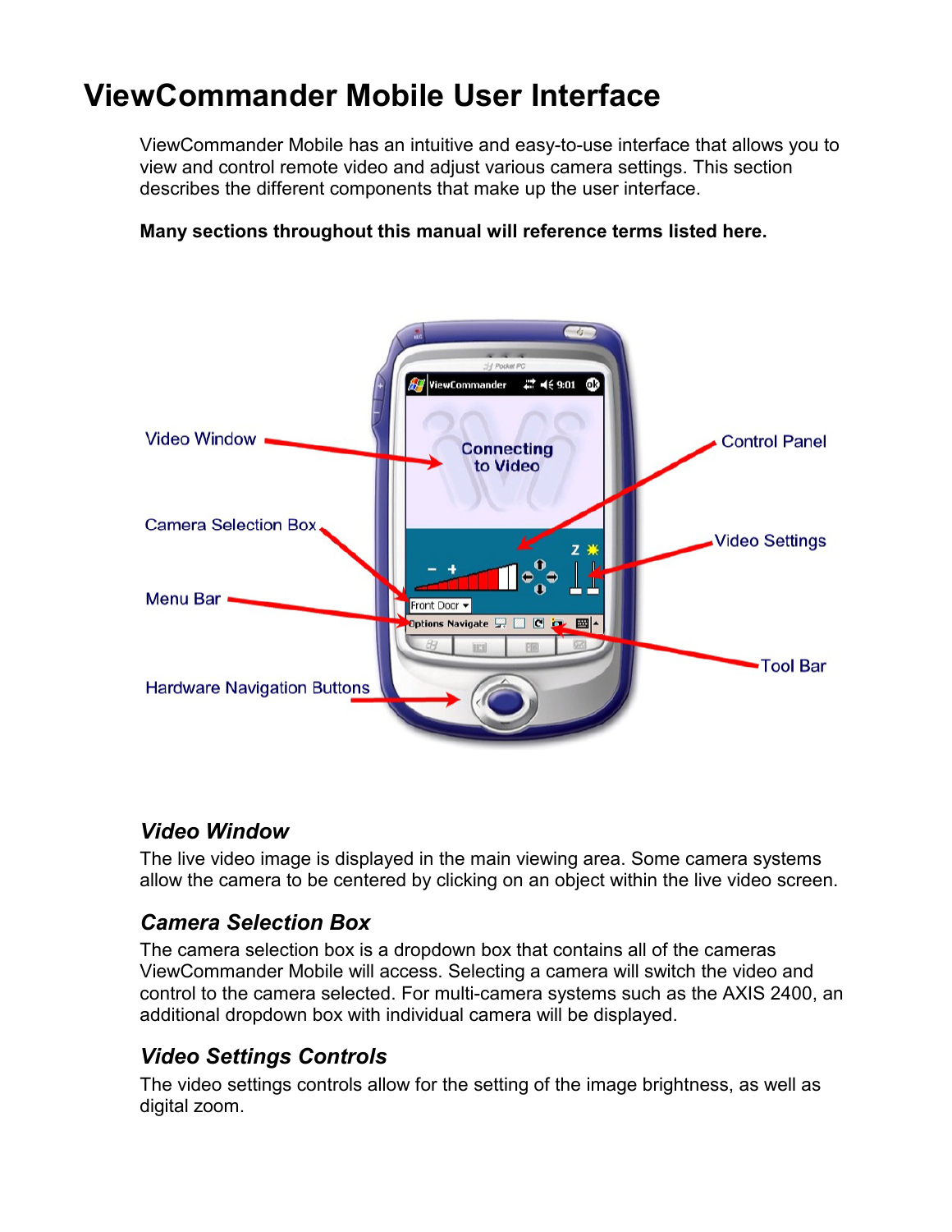# ViewCommander Mobile User Interface

ViewCommander Mobile has an intuitive and easy-to-use interface that allows you to view and control remote video and adjust various camera settings. This section describes the different components that make up the user interface.

**Many sections throughout this manual will reference terms listed here.**

Video Window

Camera Selection Box

Menu Bar

Hardware Navigation Buttons

Control Panel

Video Settings

Tool Bar

### *Video Window*

The live video image is displayed in the main viewing area. Some camera systems allow the camera to be centered by clicking on an object within the live video screen.

### *Camera Selection Box*

The camera selection box is a dropdown box that contains all of the cameras ViewCommander Mobile will access. Selecting a camera will switch the video and control to the camera selected. For multi-camera systems such as the AXIS 2400, an additional dropdown box with individual camera will be displayed.

### *Video Settings Controls*

The video settings controls allow for the setting of the image brightness, as well as digital zoom.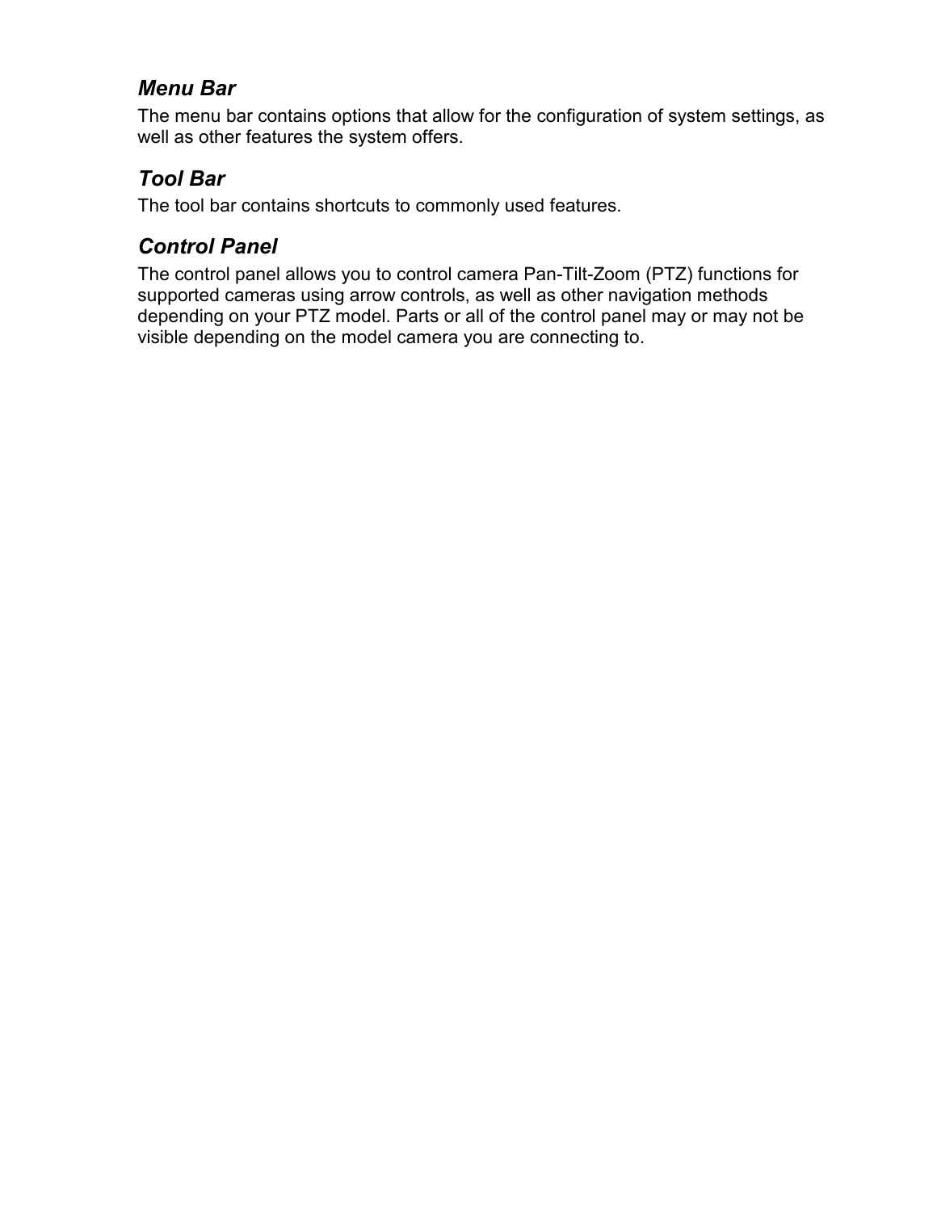### *Menu Bar*

The menu bar contains options that allow for the configuration of system settings, as well as other features the system offers.

### *Tool Bar*

The tool bar contains shortcuts to commonly used features.

### *Control Panel*

The control panel allows you to control camera Pan-Tilt-Zoom (PTZ) functions for supported cameras using arrow controls, as well as other navigation methods depending on your PTZ model. Parts or all of the control panel may or may not be visible depending on the model camera you are connecting to.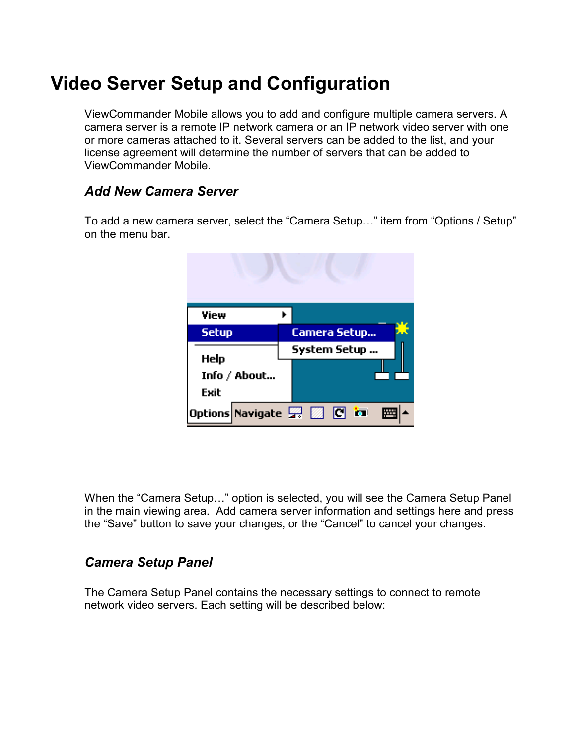# Video Server Setup and Configuration

ViewCommander Mobile allows you to add and configure multiple camera servers. A camera server is a remote IP network camera or an IP network video server with one or more cameras attached to it. Several servers can be added to the list, and your license agreement will determine the number of servers that can be added to ViewCommander Mobile.

## *Add New Camera Server*

To add a new camera server, select the "Camera Setup…" item from "Options / Setup" on the menu bar.

When the "Camera Setup…" option is selected, you will see the Camera Setup Panel in the main viewing area. Add camera server information and settings here and press the "Save" button to save your changes, or the "Cancel" to cancel your changes.

## *Camera Setup Panel*

The Camera Setup Panel contains the necessary settings to connect to remote network video servers. Each setting will be described below: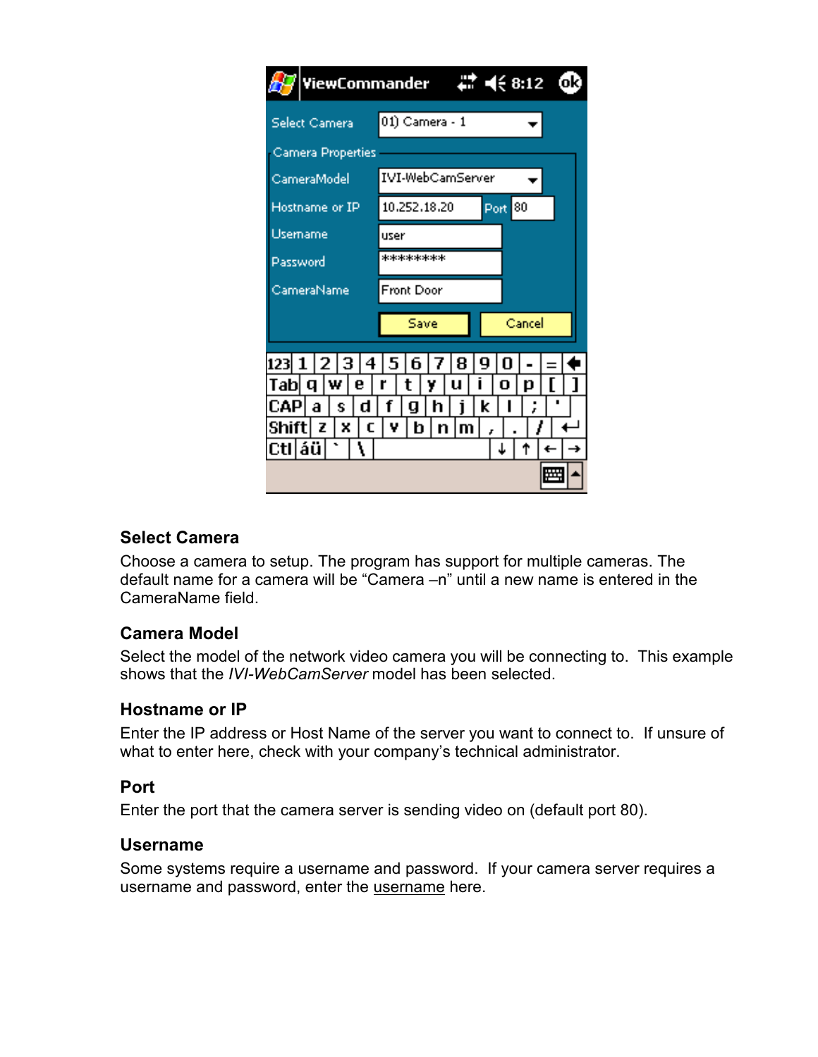### Select Camera

Choose a camera to setup. The program has support for multiple cameras. The default name for a camera will be "Camera –n" until a new name is entered in the CameraName field.

### Camera Model

Select the model of the network video camera you will be connecting to. This example shows that the *IVI-WebCamServer* model has been selected.

### Hostname or IP

Enter the IP address or Host Name of the server you want to connect to. If unsure of what to enter here, check with your company's technical administrator.

### Port

Enter the port that the camera server is sending video on (default port 80).

### Username

Some systems require a username and password. If your camera server requires a username and password, enter the username here.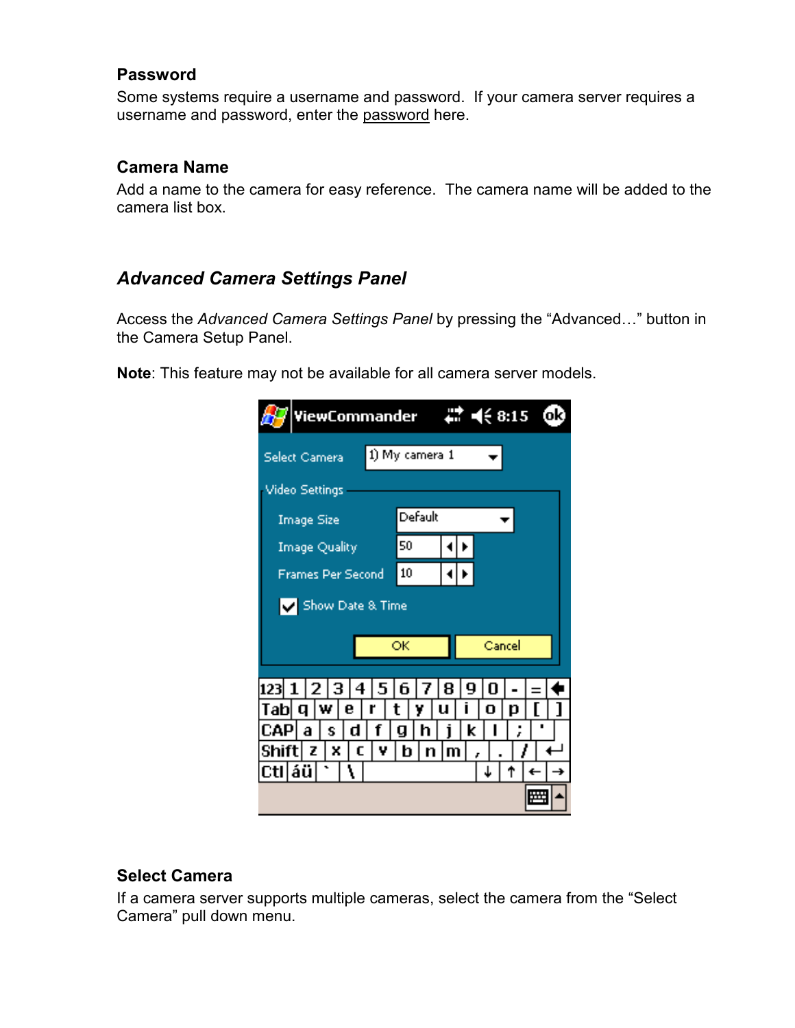### Password

Some systems require a username and password. If your camera server requires a username and password, enter the password here.

### Camera Name

Add a name to the camera for easy reference. The camera name will be added to the camera list box.

## *Advanced Camera Settings Panel*

Access the *Advanced Camera Settings Panel* by pressing the "Advanced…" button in the Camera Setup Panel.

**Note**: This feature may not be available for all camera server models.

### Select Camera

If a camera server supports multiple cameras, select the camera from the "Select Camera" pull down menu.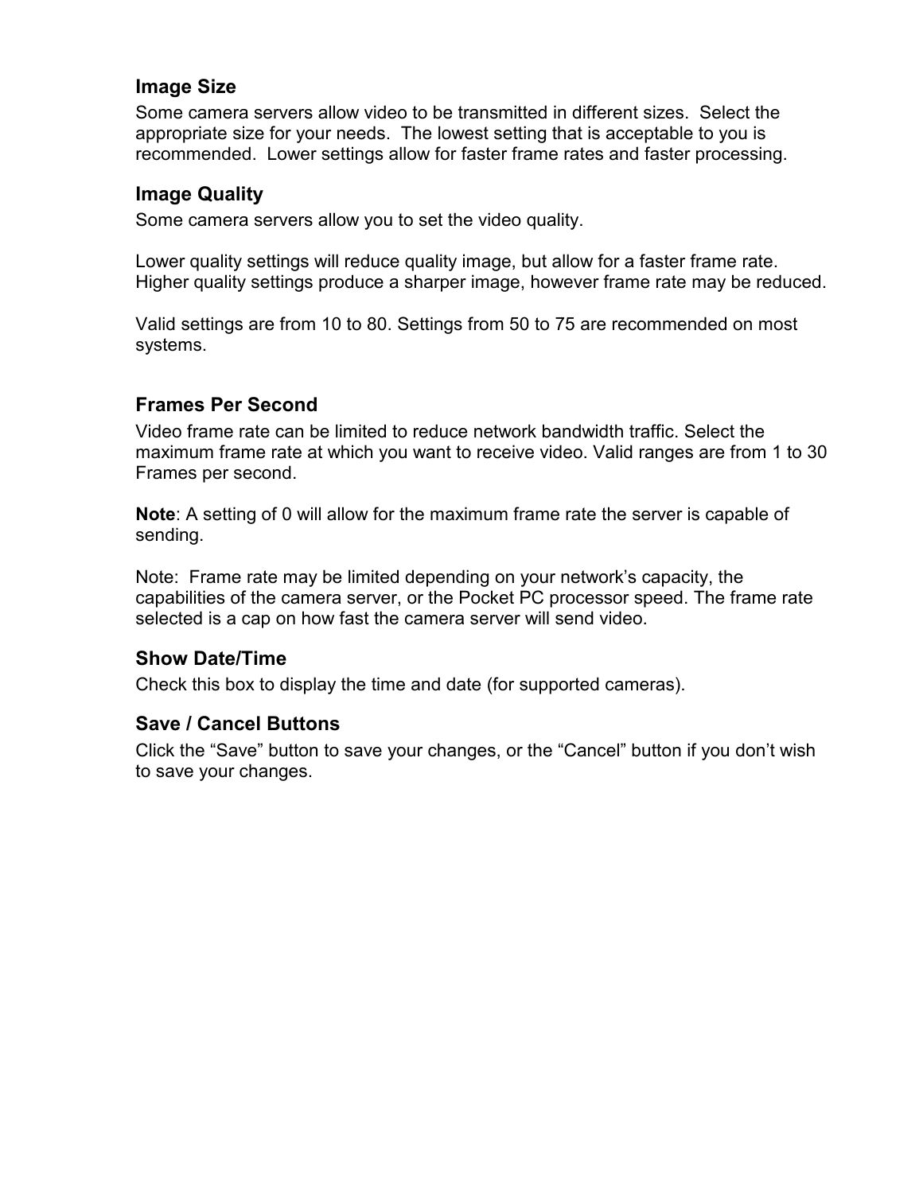### Image Size

Some camera servers allow video to be transmitted in different sizes. Select the appropriate size for your needs. The lowest setting that is acceptable to you is recommended. Lower settings allow for faster frame rates and faster processing.

### Image Quality

Some camera servers allow you to set the video quality.

Lower quality settings will reduce quality image, but allow for a faster frame rate. Higher quality settings produce a sharper image, however frame rate may be reduced.

Valid settings are from 10 to 80. Settings from 50 to 75 are recommended on most systems.

### Frames Per Second

Video frame rate can be limited to reduce network bandwidth traffic. Select the maximum frame rate at which you want to receive video. Valid ranges are from 1 to 30 Frames per second.

**Note**: A setting of 0 will allow for the maximum frame rate the server is capable of sending.

Note: Frame rate may be limited depending on your network's capacity, the capabilities of the camera server, or the Pocket PC processor speed. The frame rate selected is a cap on how fast the camera server will send video.

### Show Date/Time

Check this box to display the time and date (for supported cameras).

### Save / Cancel Buttons

Click the "Save" button to save your changes, or the "Cancel" button if you don't wish to save your changes.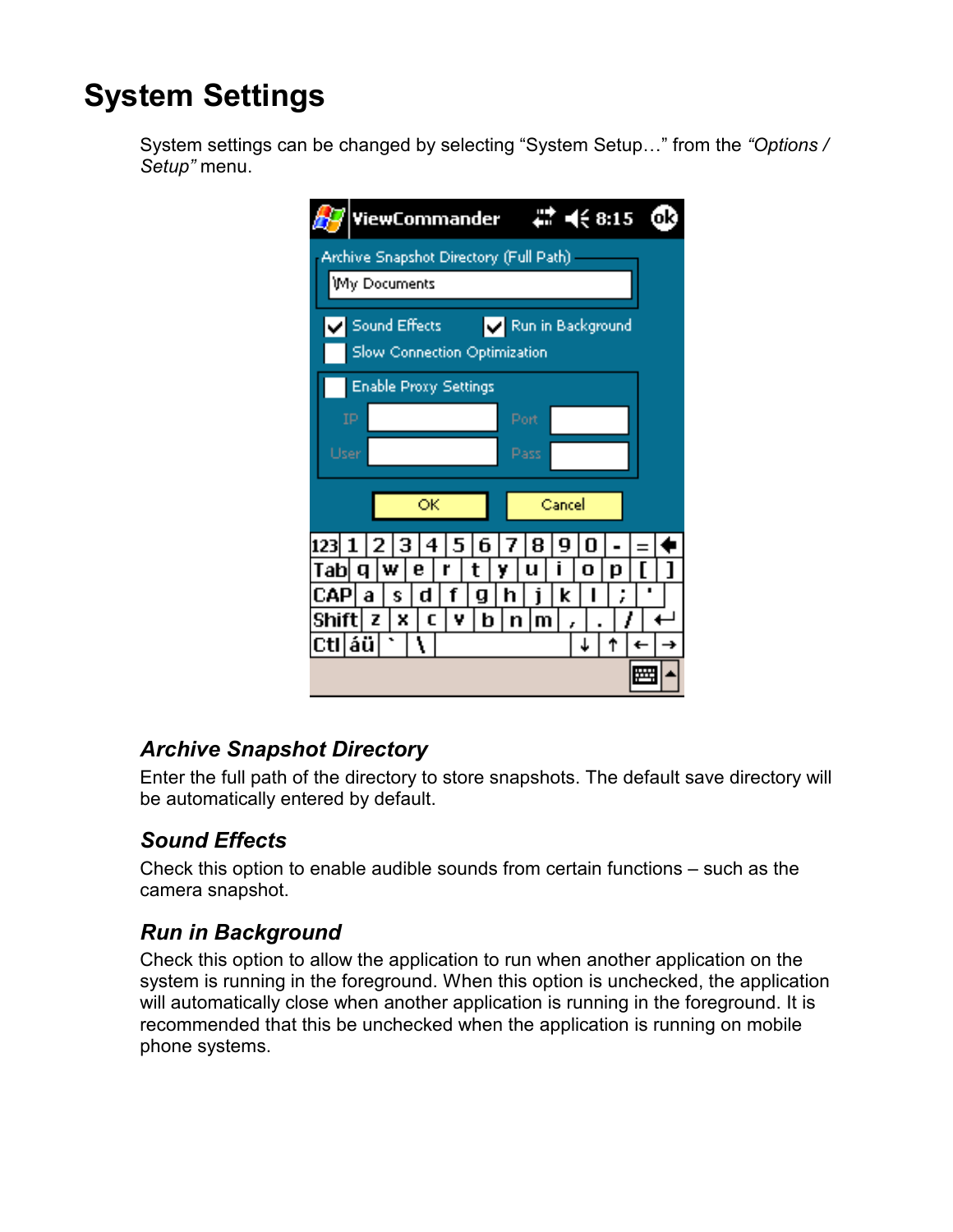# System Settings

System settings can be changed by selecting “System Setup…” from the *“Options / Setup”* menu.

### *Archive Snapshot Directory*

Enter the full path of the directory to store snapshots. The default save directory will be automatically entered by default.

### *Sound Effects*

Check this option to enable audible sounds from certain functions – such as the camera snapshot.

### *Run in Background*

Check this option to allow the application to run when another application on the system is running in the foreground. When this option is unchecked, the application will automatically close when another application is running in the foreground. It is recommended that this be unchecked when the application is running on mobile phone systems.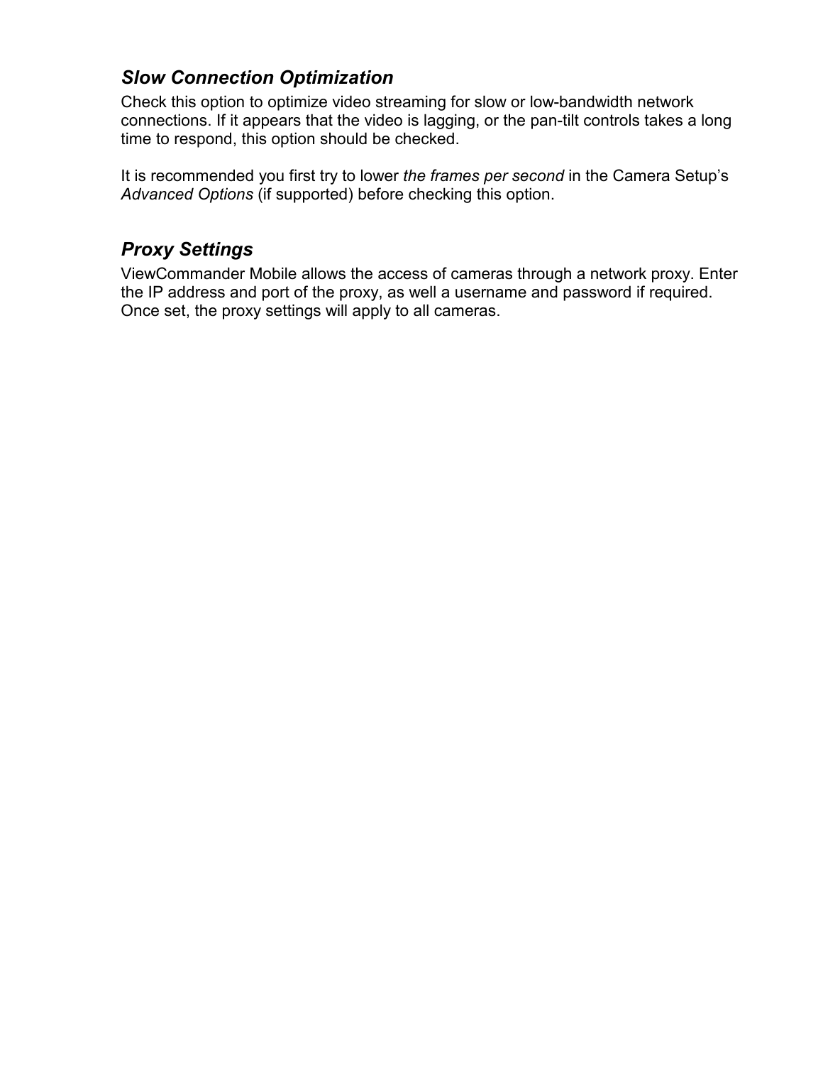### *Slow Connection Optimization*

Check this option to optimize video streaming for slow or low-bandwidth network connections. If it appears that the video is lagging, or the pan-tilt controls takes a long time to respond, this option should be checked.

It is recommended you first try to lower *the frames per second* in the Camera Setup's *Advanced Options* (if supported) before checking this option.

### *Proxy Settings*

ViewCommander Mobile allows the access of cameras through a network proxy. Enter the IP address and port of the proxy, as well a username and password if required. Once set, the proxy settings will apply to all cameras.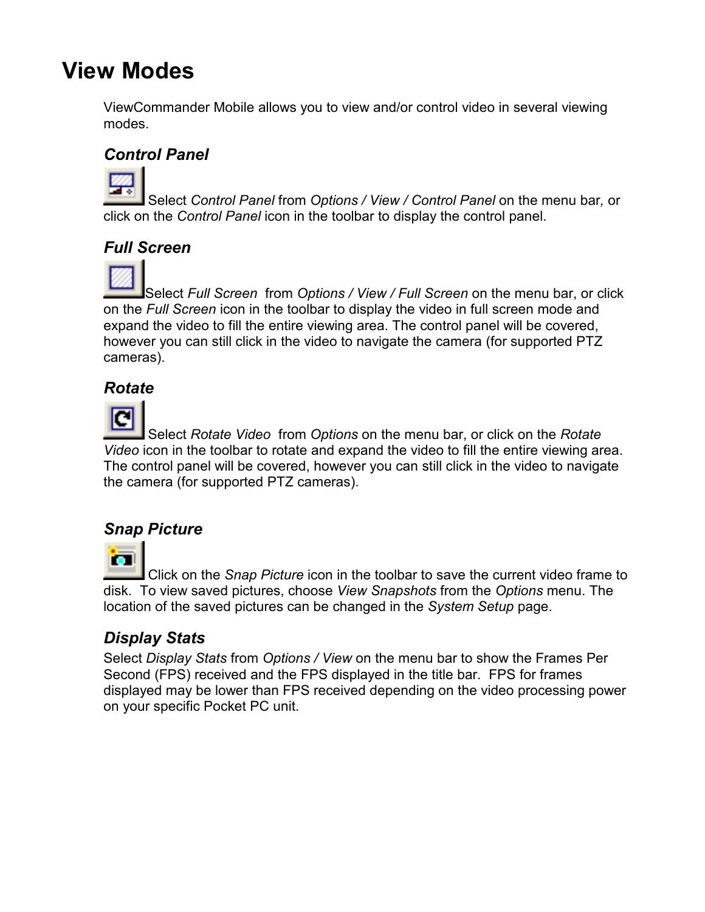# View Modes

ViewCommander Mobile allows you to view and/or control video in several viewing modes.

### *Control Panel*

Select *Control Panel* from *Options / View / Control Panel* on the menu bar, or click on the *Control Panel* icon in the toolbar to display the control panel.

### *Full Screen*

Select *Full Screen* from *Options / View / Full Screen* on the menu bar, or click on the *Full Screen* icon in the toolbar to display the video in full screen mode and expand the video to fill the entire viewing area. The control panel will be covered, however you can still click in the video to navigate the camera (for supported PTZ cameras).

### *Rotate*

Select *Rotate Video* from *Options* on the menu bar, or click on the *Rotate Video* icon in the toolbar to rotate and expand the video to fill the entire viewing area. The control panel will be covered, however you can still click in the video to navigate the camera (for supported PTZ cameras).

### *Snap Picture*

Click on the *Snap Picture* icon in the toolbar to save the current video frame to disk. To view saved pictures, choose *View Snapshots* from the *Options* menu. The location of the saved pictures can be changed in the *System Setup* page.

### *Display Stats*

Select *Display Stats* from *Options / View* on the menu bar to show the Frames Per Second (FPS) received and the FPS displayed in the title bar. FPS for frames displayed may be lower than FPS received depending on the video processing power on your specific Pocket PC unit.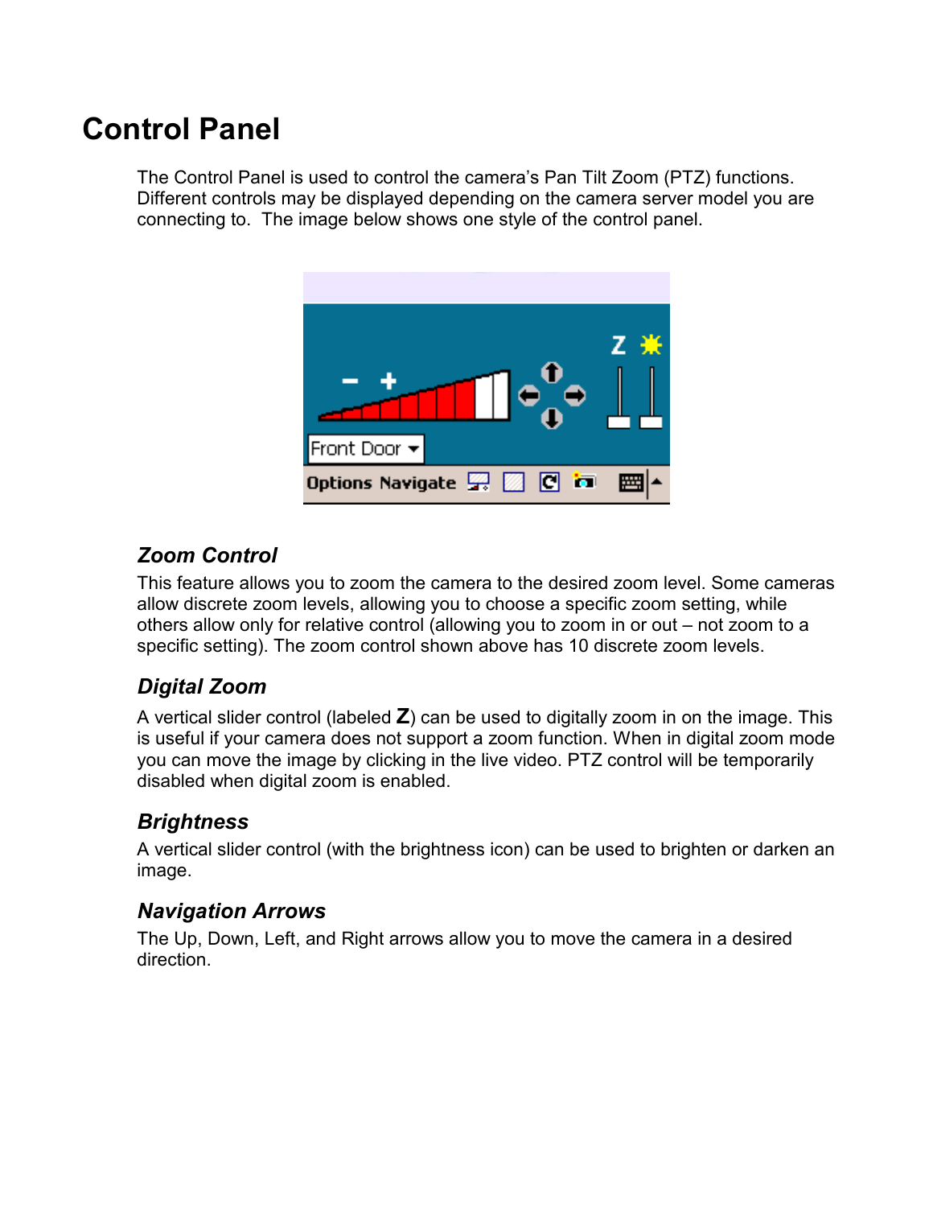# Control Panel

The Control Panel is used to control the camera's Pan Tilt Zoom (PTZ) functions. Different controls may be displayed depending on the camera server model you are connecting to. The image below shows one style of the control panel.

### *Zoom Control*

This feature allows you to zoom the camera to the desired zoom level. Some cameras allow discrete zoom levels, allowing you to choose a specific zoom setting, while others allow only for relative control (allowing you to zoom in or out – not zoom to a specific setting). The zoom control shown above has 10 discrete zoom levels.

### *Digital Zoom*

A vertical slider control (labeled **Z**) can be used to digitally zoom in on the image. This is useful if your camera does not support a zoom function. When in digital zoom mode you can move the image by clicking in the live video. PTZ control will be temporarily disabled when digital zoom is enabled.

### *Brightness*

A vertical slider control (with the brightness icon) can be used to brighten or darken an image.

### *Navigation Arrows*

The Up, Down, Left, and Right arrows allow you to move the camera in a desired direction.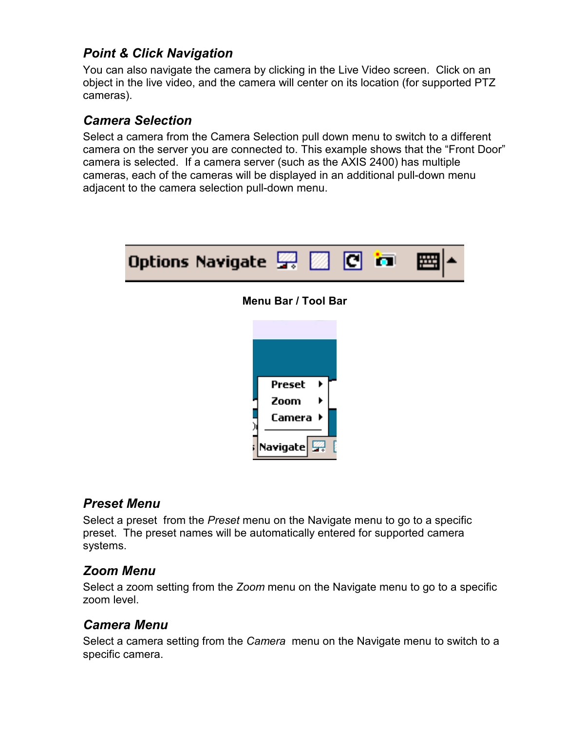### *Point & Click Navigation*

You can also navigate the camera by clicking in the Live Video screen. Click on an object in the live video, and the camera will center on its location (for supported PTZ cameras).

### *Camera Selection*

Select a camera from the Camera Selection pull down menu to switch to a different camera on the server you are connected to. This example shows that the "Front Door" camera is selected. If a camera server (such as the AXIS 2400) has multiple cameras, each of the cameras will be displayed in an additional pull-down menu adjacent to the camera selection pull-down menu.

Options Navigate

**Menu Bar / Tool Bar**

Preset
Zoom
Camera
Navigate

### *Preset Menu*

Select a preset from the *Preset* menu on the Navigate menu to go to a specific preset. The preset names will be automatically entered for supported camera systems.

### *Zoom Menu*

Select a zoom setting from the *Zoom* menu on the Navigate menu to go to a specific zoom level.

### *Camera Menu*

Select a camera setting from the *Camera* menu on the Navigate menu to switch to a specific camera.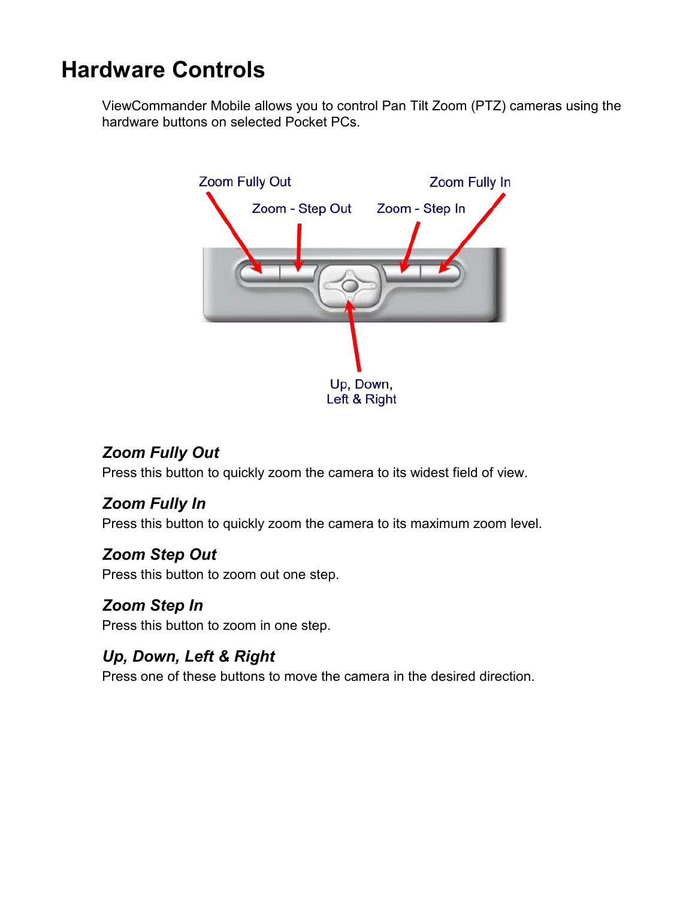# Hardware Controls

ViewCommander Mobile allows you to control Pan Tilt Zoom (PTZ) cameras using the hardware buttons on selected Pocket PCs.

Zoom Fully Out

Zoom - Step Out

Zoom - Step In

Zoom Fully In

Up, Down,
Left & Right

### *Zoom Fully Out*

Press this button to quickly zoom the camera to its widest field of view.

### *Zoom Fully In*

Press this button to quickly zoom the camera to its maximum zoom level.

### *Zoom Step Out*

Press this button to zoom out one step.

### *Zoom Step In*

Press this button to zoom in one step.

### *Up, Down, Left & Right*

Press one of these buttons to move the camera in the desired direction.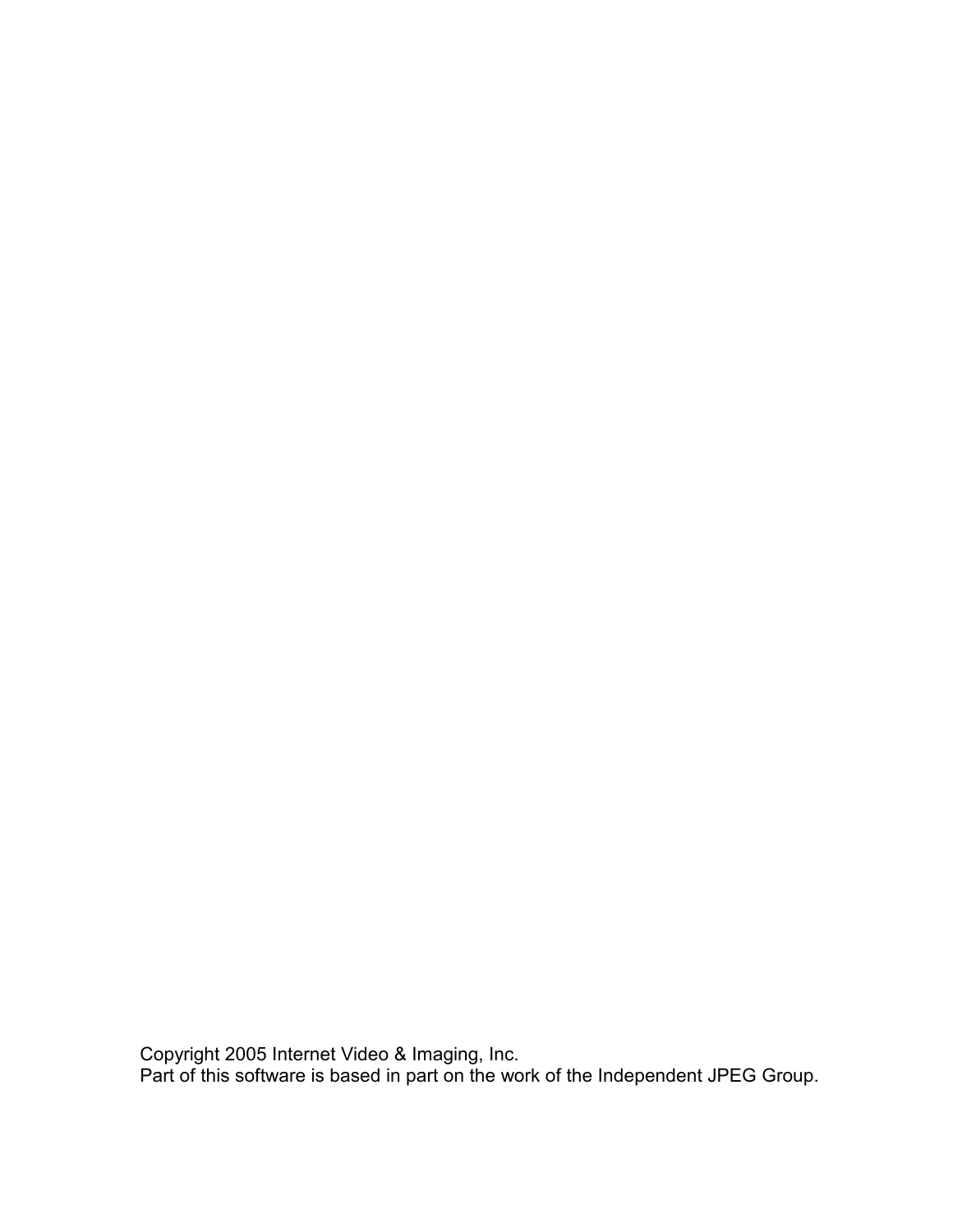Copyright 2005 Internet Video & Imaging, Inc.
Part of this software is based in part on the work of the Independent JPEG Group.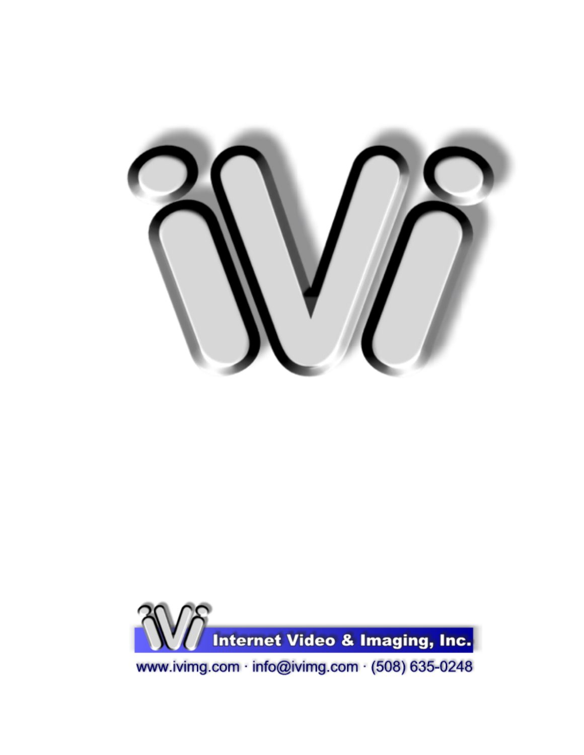Internet Video & Imaging, Inc.

www.ivimg.com · info@ivimg.com · (508) 635-0248